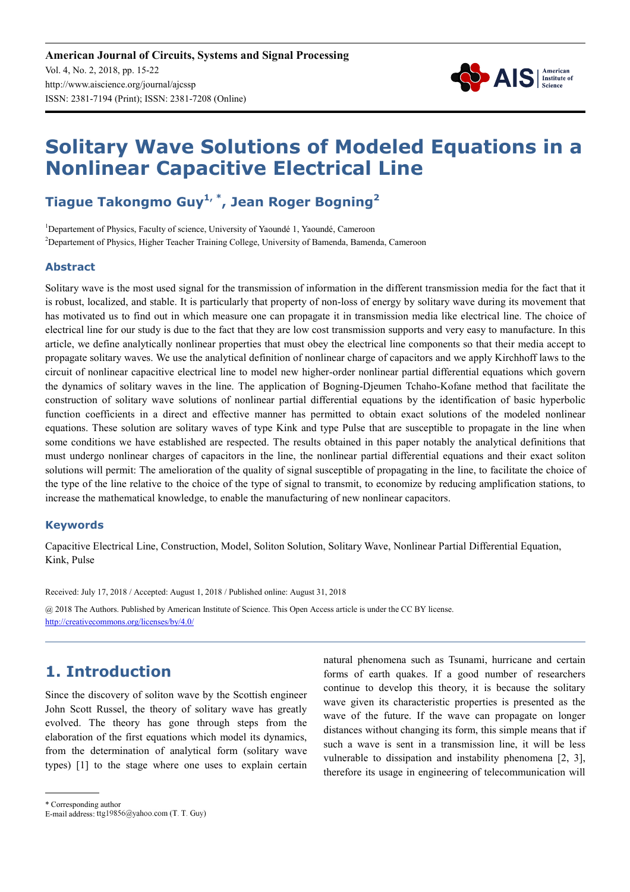# Solitary Wave Solutions of Modeled Equations in a Nonlinear Capacitive Electrical Line

**Tiague Takongmo Guy[1, *], Jean Roger Bogning[2]**

[1]Departement of Physics, Faculty of science, University of Yaoundé 1, Yaoundé, Cameroon

[2]Departement of Physics, Higher Teacher Training College, University of Bamenda, Bamenda, Cameroon

## Abstract

Solitary wave is the most used signal for the transmission of information in the different transmission media for the fact that it is robust, localized, and stable. It is particularly that property of non-loss of energy by solitary wave during its movement that has motivated us to find out in which measure one can propagate it in transmission media like electrical line. The choice of electrical line for our study is due to the fact that they are low cost transmission supports and very easy to manufacture. In this article, we define analytically nonlinear properties that must obey the electrical line components so that their media accept to propagate solitary waves. We use the analytical definition of nonlinear charge of capacitors and we apply Kirchhoff laws to the circuit of nonlinear capacitive electrical line to model new higher-order nonlinear partial differential equations which govern the dynamics of solitary waves in the line. The application of Bogning-Djeumen Tchaho-Kofane method that facilitate the construction of solitary wave solutions of nonlinear partial differential equations by the identification of basic hyperbolic function coefficients in a direct and effective manner has permitted to obtain exact solutions of the modeled nonlinear equations. These solution are solitary waves of type Kink and type Pulse that are susceptible to propagate in the line when some conditions we have established are respected. The results obtained in this paper notably the analytical definitions that must undergo nonlinear charges of capacitors in the line, the nonlinear partial differential equations and their exact soliton solutions will permit: The amelioration of the quality of signal susceptible of propagating in the line, to facilitate the choice of the type of the line relative to the choice of the type of signal to transmit, to economize by reducing amplification stations, to increase the mathematical knowledge, to enable the manufacturing of new nonlinear capacitors.

## Keywords

Capacitive Electrical Line, Construction, Model, Soliton Solution, Solitary Wave, Nonlinear Partial Differential Equation, Kink, Pulse

Received: July 17, 2018 / Accepted: August 1, 2018 / Published online: August 31, 2018

@ 2018 The Authors. Published by American Institute of Science. This Open Access article is under the CC BY license. http://creativecommons.org/licenses/by/4.0/

## 1. Introduction

Since the discovery of soliton wave by the Scottish engineer John Scott Russel, the theory of solitary wave has greatly evolved. The theory has gone through steps from the elaboration of the first equations which model its dynamics, from the determination of analytical form (solitary wave types) [1] to the stage where one uses to explain certain natural phenomena such as Tsunami, hurricane and certain forms of earth quakes. If a good number of researchers continue to develop this theory, it is because the solitary wave given its characteristic properties is presented as the wave of the future. If the wave can propagate on longer distances without changing its form, this simple means that if such a wave is sent in a transmission line, it will be less vulnerable to dissipation and instability phenomena [2, 3], therefore its usage in engineering of telecommunication will

* Corresponding author
E-mail address: ttg19856@yahoo.com (T. T. Guy)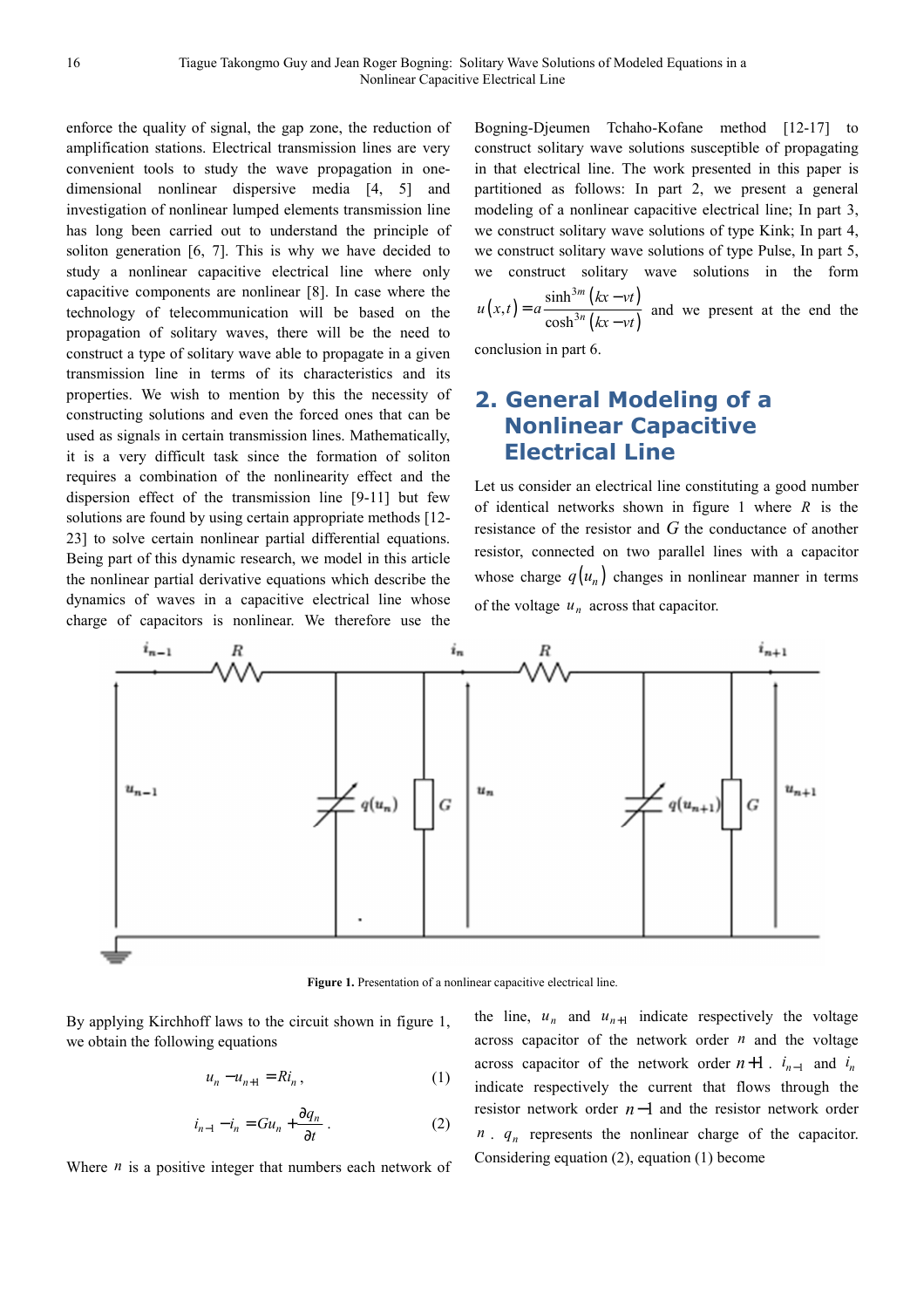enforce the quality of signal, the gap zone, the reduction of amplification stations. Electrical transmission lines are very convenient tools to study the wave propagation in one-dimensional nonlinear dispersive media [4, 5] and investigation of nonlinear lumped elements transmission line has long been carried out to understand the principle of soliton generation [6, 7]. This is why we have decided to study a nonlinear capacitive electrical line where only capacitive components are nonlinear [8]. In case where the technology of telecommunication will be based on the propagation of solitary waves, there will be the need to construct a type of solitary wave able to propagate in a given transmission line in terms of its characteristics and its properties. We wish to mention by this the necessity of constructing solutions and even the forced ones that can be used as signals in certain transmission lines. Mathematically, it is a very difficult task since the formation of soliton requires a combination of the nonlinearity effect and the dispersion effect of the transmission line [9-11] but few solutions are found by using certain appropriate methods [12-23] to solve certain nonlinear partial differential equations. Being part of this dynamic research, we model in this article the nonlinear partial derivative equations which describe the dynamics of waves in a capacitive electrical line whose charge of capacitors is nonlinear. We therefore use the Bogning-Djeumen Tchaho-Kofane method [12-17] to construct solitary wave solutions susceptible of propagating in that electrical line. The work presented in this paper is partitioned as follows: In part 2, we present a general modeling of a nonlinear capacitive electrical line; In part 3, we construct solitary wave solutions of type Kink; In part 4, we construct solitary wave solutions of type Pulse, In part 5, we construct solitary wave solutions in the form $u(x,t) = a\dfrac{\sinh^{3m}(kx - vt)}{\cosh^{3n}(kx - vt)}$ and we present at the end the conclusion in part 6.

## 2. General Modeling of a Nonlinear Capacitive Electrical Line

Let us consider an electrical line constituting a good number of identical networks shown in figure 1 where $R$ is the resistance of the resistor and $G$ the conductance of another resistor, connected on two parallel lines with a capacitor whose charge $q(u_n)$ changes in nonlinear manner in terms of the voltage $u_n$ across that capacitor.

**Figure 1.** Presentation of a nonlinear capacitive electrical line.

By applying Kirchhoff laws to the circuit shown in figure 1, we obtain the following equations

$$u_n - u_{n+1} = Ri_n , \tag{1}$$

$$i_{n-1} - i_n = Gu_n + \frac{\partial q_n}{\partial t} . \tag{2}$$

Where $n$ is a positive integer that numbers each network of the line, $u_n$ and $u_{n+1}$ indicate respectively the voltage across capacitor of the network order $n$ and the voltage across capacitor of the network order $n+1$. $i_{n-1}$ and $i_n$ indicate respectively the current that flows through the resistor network order $n-1$ and the resistor network order $n$. $q_n$ represents the nonlinear charge of the capacitor. Considering equation (2), equation (1) become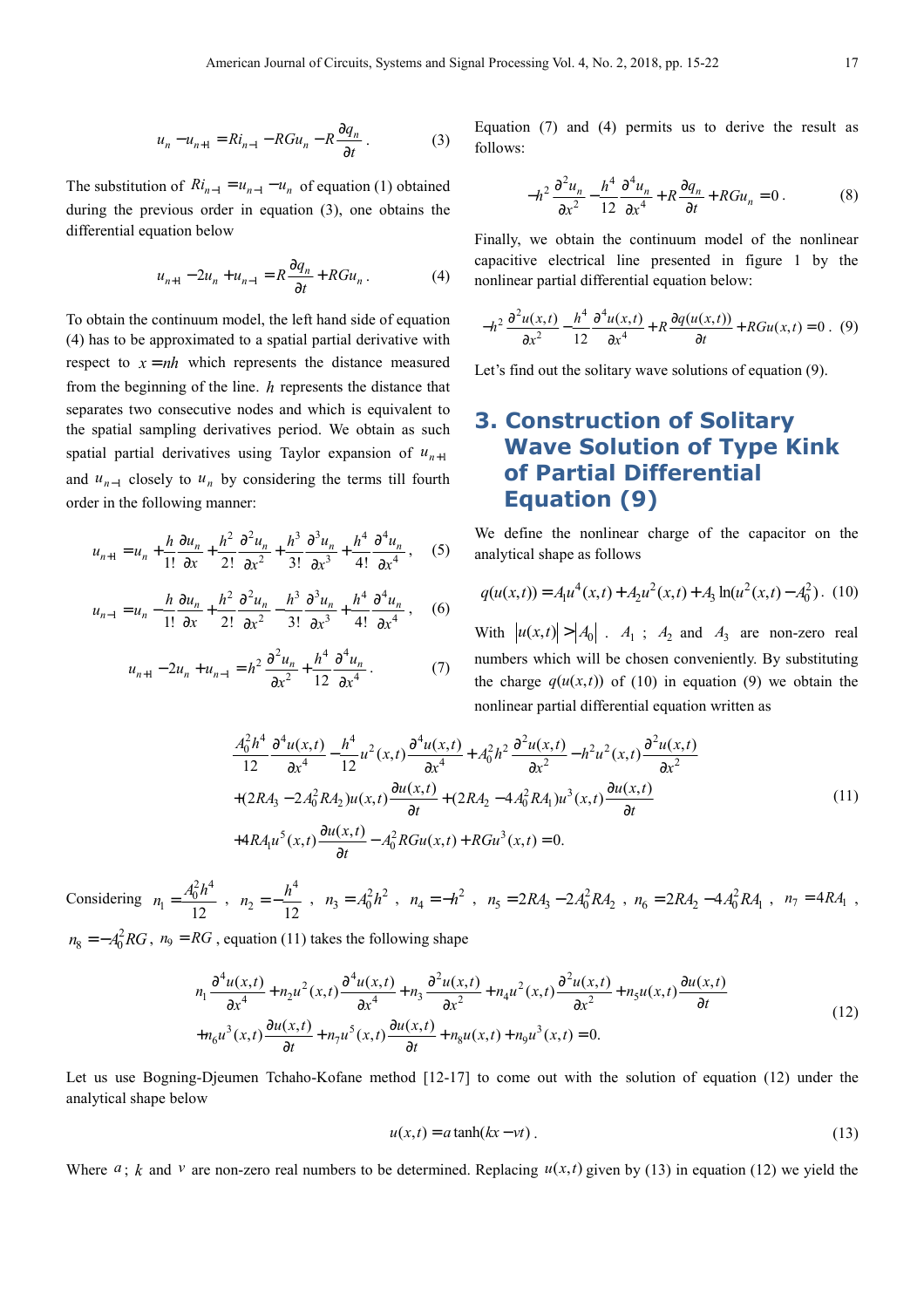$$u_n - u_{n+1} = Ri_{n-1} - RGu_n - R\frac{\partial q_n}{\partial t}. \quad (3)$$

The substitution of $Ri_{n-1} = u_{n-1} - u_n$ of equation (1) obtained during the previous order in equation (3), one obtains the differential equation below

$$u_{n+1} - 2u_n + u_{n-1} = R\frac{\partial q_n}{\partial t} + RGu_n. \quad (4)$$

To obtain the continuum model, the left hand side of equation (4) has to be approximated to a spatial partial derivative with respect to $x = nh$ which represents the distance measured from the beginning of the line. $h$ represents the distance that separates two consecutive nodes and which is equivalent to the spatial sampling derivatives period. We obtain as such spatial partial derivatives using Taylor expansion of $u_{n+1}$ and $u_{n-1}$ closely to $u_n$ by considering the terms till fourth order in the following manner:

$$u_{n+1} = u_n + \frac{h}{1!}\frac{\partial u_n}{\partial x} + \frac{h^2}{2!}\frac{\partial^2 u_n}{\partial x^2} + \frac{h^3}{3!}\frac{\partial^3 u_n}{\partial x^3} + \frac{h^4}{4!}\frac{\partial^4 u_n}{\partial x^4}, \quad (5)$$

$$u_{n-1} = u_n - \frac{h}{1!}\frac{\partial u_n}{\partial x} + \frac{h^2}{2!}\frac{\partial^2 u_n}{\partial x^2} - \frac{h^3}{3!}\frac{\partial^3 u_n}{\partial x^3} + \frac{h^4}{4!}\frac{\partial^4 u_n}{\partial x^4}, \quad (6)$$

$$u_{n+1} - 2u_n + u_{n-1} = h^2\frac{\partial^2 u_n}{\partial x^2} + \frac{h^4}{12}\frac{\partial^4 u_n}{\partial x^4}. \quad (7)$$

Equation (7) and (4) permits us to derive the result as follows:

$$-h^2\frac{\partial^2 u_n}{\partial x^2} - \frac{h^4}{12}\frac{\partial^4 u_n}{\partial x^4} + R\frac{\partial q_n}{\partial t} + RGu_n = 0. \quad (8)$$

Finally, we obtain the continuum model of the nonlinear capacitive electrical line presented in figure 1 by the nonlinear partial differential equation below:

$$-h^2\frac{\partial^2 u(x,t)}{\partial x^2} - \frac{h^4}{12}\frac{\partial^4 u(x,t)}{\partial x^4} + R\frac{\partial q(u(x,t))}{\partial t} + RGu(x,t) = 0. \quad (9)$$

Let's find out the solitary wave solutions of equation (9).

## 3. Construction of Solitary Wave Solution of Type Kink of Partial Differential Equation (9)

We define the nonlinear charge of the capacitor on the analytical shape as follows

$$q(u(x,t)) = A_1 u^4(x,t) + A_2 u^2(x,t) + A_3 \ln(u^2(x,t) - A_0^2). \quad (10)$$

With $|u(x,t)| > |A_0|$. $A_1$; $A_2$ and $A_3$ are non-zero real numbers which will be chosen conveniently. By substituting the charge $q(u(x,t))$ of (10) in equation (9) we obtain the nonlinear partial differential equation written as

$$\begin{aligned}
&\frac{A_0^2 h^4}{12}\frac{\partial^4 u(x,t)}{\partial x^4} - \frac{h^4}{12}u^2(x,t)\frac{\partial^4 u(x,t)}{\partial x^4} + A_0^2 h^2\frac{\partial^2 u(x,t)}{\partial x^2} - h^2 u^2(x,t)\frac{\partial^2 u(x,t)}{\partial x^2} \\
&+ (2RA_3 - 2A_0^2 RA_2)u(x,t)\frac{\partial u(x,t)}{\partial t} + (2RA_2 - 4A_0^2 RA_1)u^3(x,t)\frac{\partial u(x,t)}{\partial t} \\
&+ 4RA_1 u^5(x,t)\frac{\partial u(x,t)}{\partial t} - A_0^2 RGu(x,t) + RGu^3(x,t) = 0.
\end{aligned} \quad (11)$$

Considering $n_1 = \frac{A_0^2 h^4}{12}$, $n_2 = -\frac{h^4}{12}$, $n_3 = A_0^2 h^2$, $n_4 = -h^2$, $n_5 = 2RA_3 - 2A_0^2 RA_2$, $n_6 = 2RA_2 - 4A_0^2 RA_1$, $n_7 = 4RA_1$, $n_8 = -A_0^2 RG$, $n_9 = RG$, equation (11) takes the following shape

$$\begin{aligned}
&n_1\frac{\partial^4 u(x,t)}{\partial x^4} + n_2 u^2(x,t)\frac{\partial^4 u(x,t)}{\partial x^4} + n_3\frac{\partial^2 u(x,t)}{\partial x^2} + n_4 u^2(x,t)\frac{\partial^2 u(x,t)}{\partial x^2} + n_5 u(x,t)\frac{\partial u(x,t)}{\partial t} \\
&+ n_6 u^3(x,t)\frac{\partial u(x,t)}{\partial t} + n_7 u^5(x,t)\frac{\partial u(x,t)}{\partial t} + n_8 u(x,t) + n_9 u^3(x,t) = 0.
\end{aligned} \quad (12)$$

Let us use Bogning-Djeumen Tchaho-Kofane method [12-17] to come out with the solution of equation (12) under the analytical shape below

$$u(x,t) = a\tanh(kx - vt). \quad (13)$$

Where $a$; $k$ and $v$ are non-zero real numbers to be determined. Replacing $u(x,t)$ given by (13) in equation (12) we yield the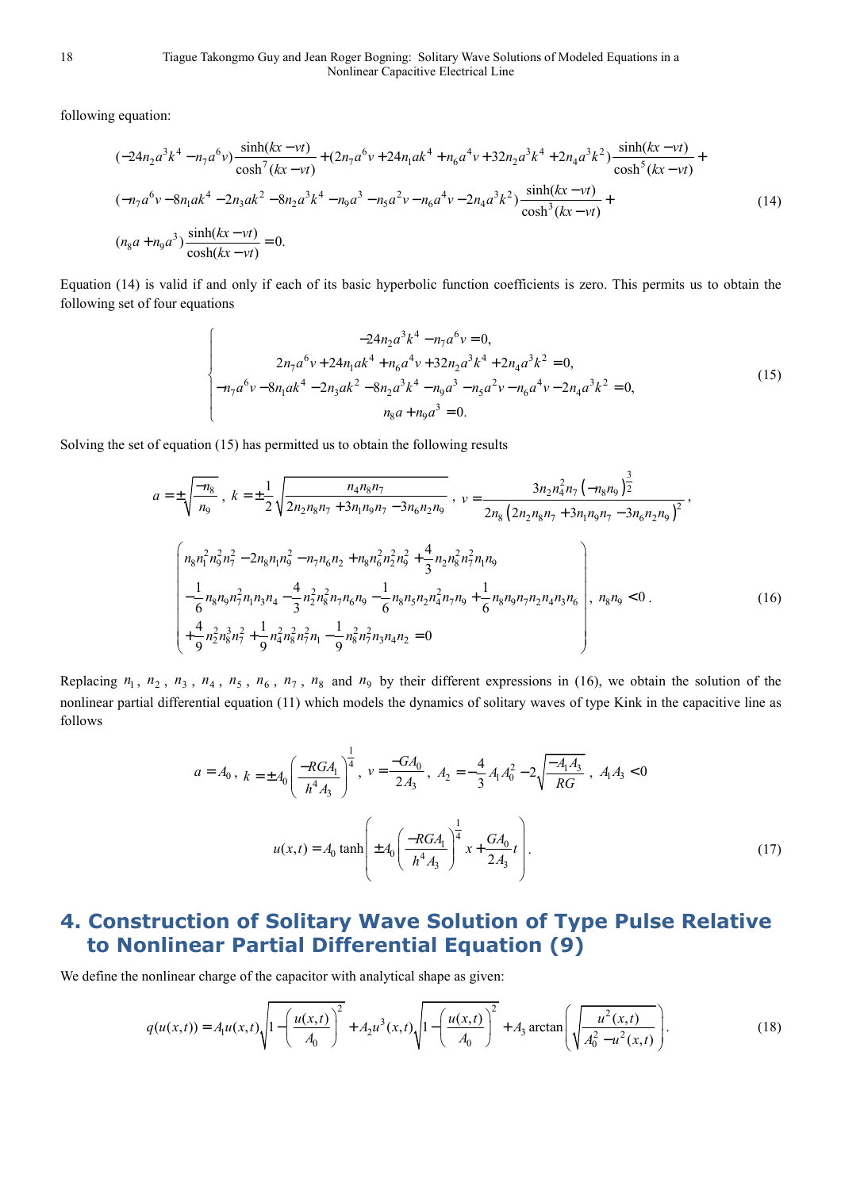following equation:

$$
\begin{aligned}
&(-24n_2a^3k^4 - n_7a^6v)\frac{\sinh(kx-vt)}{\cosh^7(kx-vt)} + (2n_7a^6v + 24n_1ak^4 + n_6a^4v + 32n_2a^3k^4 + 2n_4a^3k^2)\frac{\sinh(kx-vt)}{\cosh^5(kx-vt)} + \\
&(-n_7a^6v - 8n_1ak^4 - 2n_3ak^2 - 8n_2a^3k^4 - n_9a^3 - n_5a^2v - n_6a^4v - 2n_4a^3k^2)\frac{\sinh(kx-vt)}{\cosh^3(kx-vt)} + \\
&(n_8a + n_9a^3)\frac{\sinh(kx-vt)}{\cosh(kx-vt)} = 0.
\end{aligned}
\tag{14}
$$

Equation (14) is valid if and only if each of its basic hyperbolic function coefficients is zero. This permits us to obtain the following set of four equations

$$
\begin{cases}
-24n_2a^3k^4 - n_7a^6v = 0, \\
2n_7a^6v + 24n_1ak^4 + n_6a^4v + 32n_2a^3k^4 + 2n_4a^3k^2 = 0, \\
-n_7a^6v - 8n_1ak^4 - 2n_3ak^2 - 8n_2a^3k^4 - n_9a^3 - n_5a^2v - n_6a^4v - 2n_4a^3k^2 = 0, \\
n_8a + n_9a^3 = 0.
\end{cases}
\tag{15}
$$

Solving the set of equation (15) has permitted us to obtain the following results

$$
a = \pm\sqrt{\frac{-n_8}{n_9}},\ k = \pm\frac{1}{2}\sqrt{\frac{n_4n_8n_7}{2n_2n_8n_7 + 3n_1n_9n_7 - 3n_6n_2n_9}},\ v = \frac{3n_2n_4^2n_7\left(-n_8n_9\right)^{\frac{3}{2}}}{2n_8\left(2n_2n_8n_7 + 3n_1n_9n_7 - 3n_6n_2n_9\right)^2},
$$

$$
\begin{pmatrix}
n_8n_1^2n_9^2n_7^2 - 2n_8n_1n_9^2 - n_7n_6n_2 + n_8n_6^2n_2^2n_9^2 + \frac{4}{3}n_2n_8^2n_7^2n_1n_9 \\
-\frac{1}{6}n_8n_9n_7^2n_1n_3n_4 - \frac{4}{3}n_2^2n_8^2n_7n_6n_9 - \frac{1}{6}n_8n_5n_2n_4^2n_7n_9 + \frac{1}{6}n_8n_9n_7n_2n_4n_3n_6 \\
+\frac{4}{9}n_2^2n_8^3n_7^2 + \frac{1}{9}n_4^2n_8^2n_7^2n_1 - \frac{1}{9}n_8^2n_7^2n_3n_4n_2 = 0
\end{pmatrix},\ n_8n_9 < 0\,.
\tag{16}
$$

Replacing $n_1$, $n_2$, $n_3$, $n_4$, $n_5$, $n_6$, $n_7$, $n_8$ and $n_9$ by their different expressions in (16), we obtain the solution of the nonlinear partial differential equation (11) which models the dynamics of solitary waves of type Kink in the capacitive line as follows

$$
a = A_0,\ k = \pm A_0\left(\frac{-RGA_1}{h^4A_3}\right)^{\frac{1}{4}},\ v = \frac{-GA_0}{2A_3},\ A_2 = -\frac{4}{3}A_1A_0^2 - 2\sqrt{\frac{-A_1A_3}{RG}},\ A_1A_3 < 0
$$

$$
u(x,t) = A_0\tanh\left(\pm A_0\left(\frac{-RGA_1}{h^4A_3}\right)^{\frac{1}{4}}x + \frac{GA_0}{2A_3}t\right).
\tag{17}
$$

## 4. Construction of Solitary Wave Solution of Type Pulse Relative to Nonlinear Partial Differential Equation (9)

We define the nonlinear charge of the capacitor with analytical shape as given:

$$
q(u(x,t)) = A_1u(x,t)\sqrt{1-\left(\frac{u(x,t)}{A_0}\right)^2} + A_2u^3(x,t)\sqrt{1-\left(\frac{u(x,t)}{A_0}\right)^2} + A_3\arctan\left(\sqrt{\frac{u^2(x,t)}{A_0^2 - u^2(x,t)}}\right).
\tag{18}
$$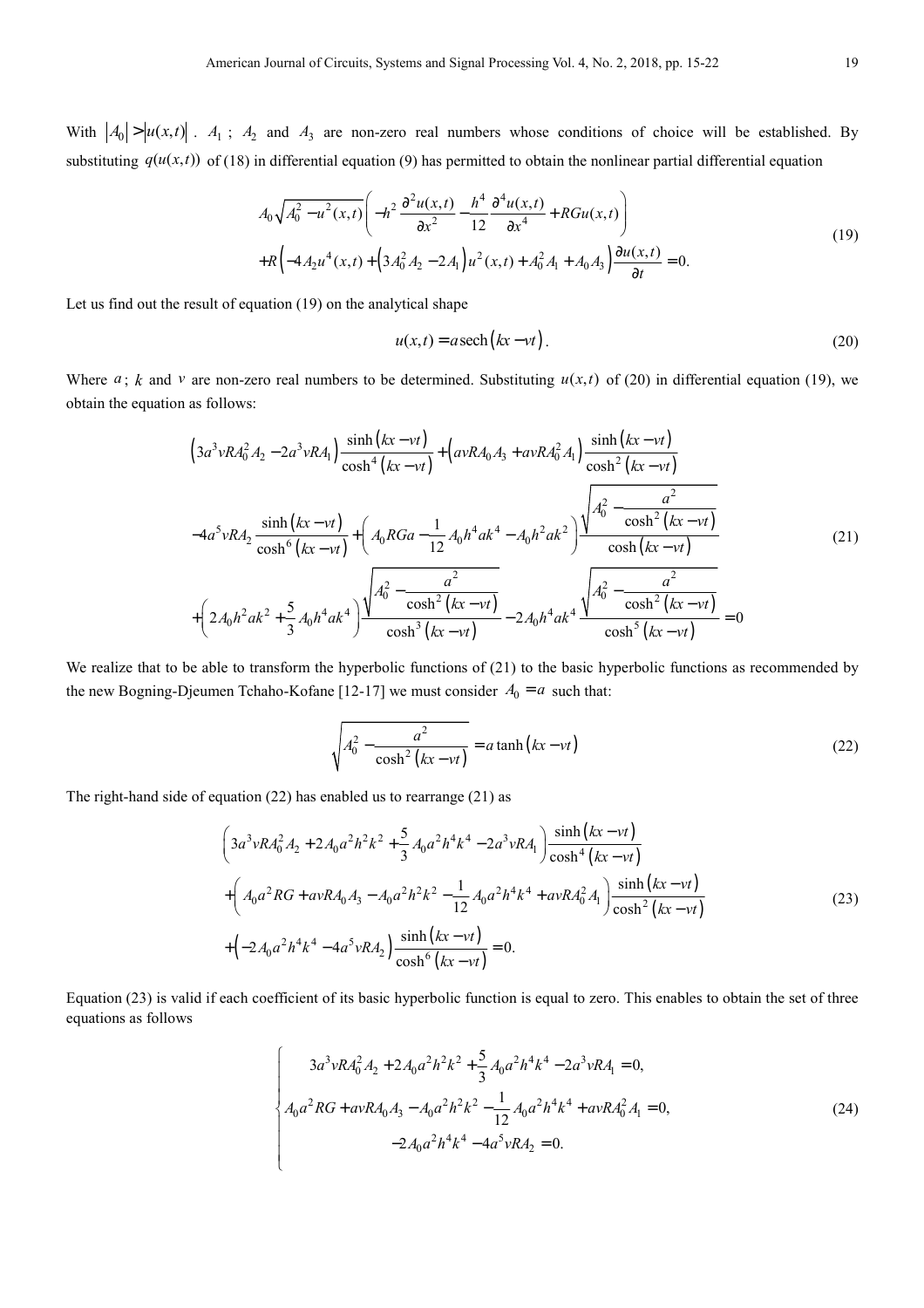With $|A_0| > |u(x,t)|$. $A_1$ ; $A_2$ and $A_3$ are non-zero real numbers whose conditions of choice will be established. By substituting $q(u(x,t))$ of (18) in differential equation (9) has permitted to obtain the nonlinear partial differential equation

$$
\begin{aligned}
& A_0\sqrt{A_0^2 - u^2(x,t)}\left( -h^2 \frac{\partial^2 u(x,t)}{\partial x^2} - \frac{h^4}{12}\frac{\partial^4 u(x,t)}{\partial x^4} + RGu(x,t) \right) \\
& + R\left( -4A_2 u^4(x,t) + \left(3A_0^2 A_2 - 2A_1\right) u^2(x,t) + A_0^2 A_1 + A_0 A_3 \right)\frac{\partial u(x,t)}{\partial t} = 0.
\end{aligned} \tag{19}
$$

Let us find out the result of equation (19) on the analytical shape

$$
u(x,t) = a\,\mathrm{sech}\left(kx - vt\right). \tag{20}
$$

Where $a$; $k$ and $v$ are non-zero real numbers to be determined. Substituting $u(x,t)$ of (20) in differential equation (19), we obtain the equation as follows:

$$
\begin{aligned}
& \left(3a^3 vRA_0^2 A_2 - 2a^3 vRA_1\right)\frac{\sinh(kx-vt)}{\cosh^4(kx-vt)} + \left(avRA_0A_3 + avRA_0^2A_1\right)\frac{\sinh(kx-vt)}{\cosh^2(kx-vt)} \\
& -4a^5 vRA_2 \frac{\sinh(kx-vt)}{\cosh^6(kx-vt)} + \left(A_0 RGa - \frac{1}{12}A_0 h^4 ak^4 - A_0 h^2 ak^2\right)\frac{\sqrt{A_0^2 - \dfrac{a^2}{\cosh^2(kx-vt)}}}{\cosh(kx-vt)} \\
& + \left(2A_0 h^2 ak^2 + \frac{5}{3}A_0 h^4 ak^4\right)\frac{\sqrt{A_0^2 - \dfrac{a^2}{\cosh^2(kx-vt)}}}{\cosh^3(kx-vt)} - 2A_0 h^4 ak^4 \frac{\sqrt{A_0^2 - \dfrac{a^2}{\cosh^2(kx-vt)}}}{\cosh^5(kx-vt)} = 0
\end{aligned} \tag{21}
$$

We realize that to be able to transform the hyperbolic functions of (21) to the basic hyperbolic functions as recommended by the new Bogning-Djeumen Tchaho-Kofane [12-17] we must consider $A_0 = a$ such that:

$$
\sqrt{A_0^2 - \frac{a^2}{\cosh^2(kx-vt)}} = a\tanh\left(kx - vt\right) \tag{22}
$$

The right-hand side of equation (22) has enabled us to rearrange (21) as

$$
\begin{aligned}
& \left(3a^3 vRA_0^2 A_2 + 2A_0 a^2 h^2 k^2 + \frac{5}{3}A_0 a^2 h^4 k^4 - 2a^3 vRA_1\right)\frac{\sinh(kx-vt)}{\cosh^4(kx-vt)} \\
& + \left(A_0 a^2 RG + avRA_0 A_3 - A_0 a^2 h^2 k^2 - \frac{1}{12}A_0 a^2 h^4 k^4 + avRA_0^2 A_1\right)\frac{\sinh(kx-vt)}{\cosh^2(kx-vt)} \\
& + \left(-2A_0 a^2 h^4 k^4 - 4a^5 vRA_2\right)\frac{\sinh(kx-vt)}{\cosh^6(kx-vt)} = 0.
\end{aligned} \tag{23}
$$

Equation (23) is valid if each coefficient of its basic hyperbolic function is equal to zero. This enables to obtain the set of three equations as follows

$$
\begin{cases}
3a^3 vRA_0^2 A_2 + 2A_0 a^2 h^2 k^2 + \dfrac{5}{3}A_0 a^2 h^4 k^4 - 2a^3 vRA_1 = 0, \\
A_0 a^2 RG + avRA_0 A_3 - A_0 a^2 h^2 k^2 - \dfrac{1}{12}A_0 a^2 h^4 k^4 + avRA_0^2 A_1 = 0, \\
-2A_0 a^2 h^4 k^4 - 4a^5 vRA_2 = 0.
\end{cases} \tag{24}
$$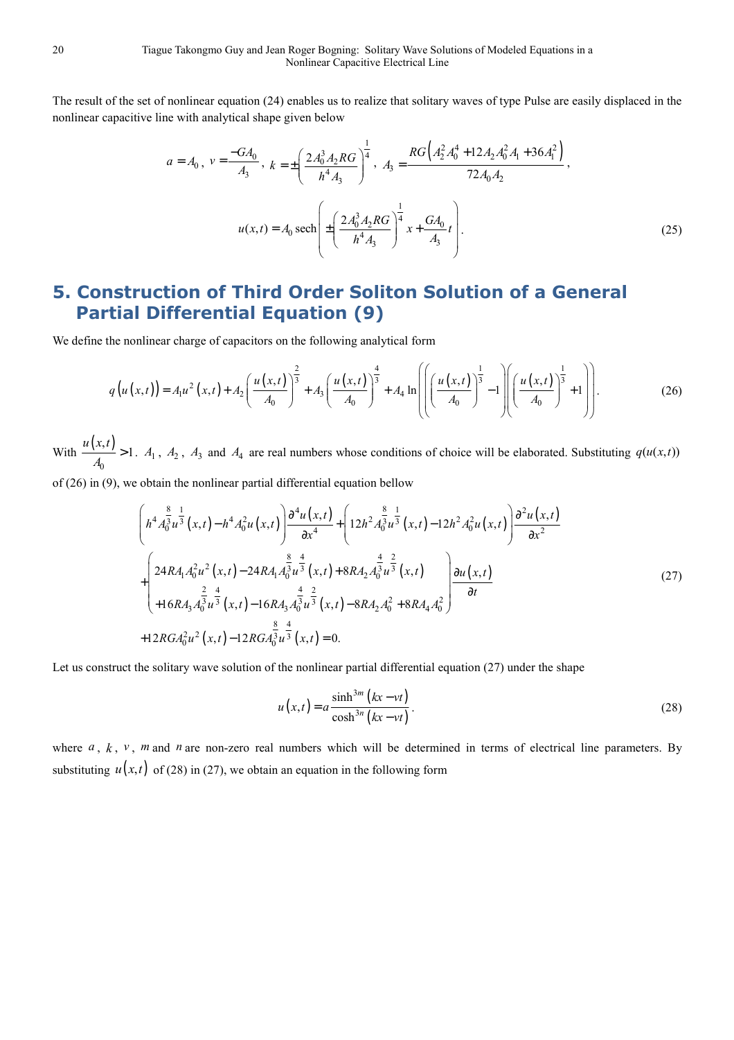The result of the set of nonlinear equation (24) enables us to realize that solitary waves of type Pulse are easily displaced in the nonlinear capacitive line with analytical shape given below

$$a = A_0,\ v = \frac{-GA_0}{A_3},\ k = \pm\left(\frac{2A_0^3 A_2 RG}{h^4 A_3}\right)^{\frac{1}{4}},\ A_3 = \frac{RG\left(A_2^2 A_0^4 + 12A_2 A_0^2 A_1 + 36A_1^2\right)}{72A_0 A_2},$$

$$u(x,t) = A_0 \operatorname{sech}\left(\pm\left(\frac{2A_0^3 A_2 RG}{h^4 A_3}\right)^{\frac{1}{4}} x + \frac{GA_0}{A_3} t\right). \tag{25}$$

## 5. Construction of Third Order Soliton Solution of a General Partial Differential Equation (9)

We define the nonlinear charge of capacitors on the following analytical form

$$q\left(u(x,t)\right) = A_1 u^2(x,t) + A_2\left(\frac{u(x,t)}{A_0}\right)^{\frac{2}{3}} + A_3\left(\frac{u(x,t)}{A_0}\right)^{\frac{4}{3}} + A_4 \ln\left(\left(\left(\frac{u(x,t)}{A_0}\right)^{\frac{1}{3}} - 1\right)\left(\left(\frac{u(x,t)}{A_0}\right)^{\frac{1}{3}} + 1\right)\right). \tag{26}$$

With $\frac{u(x,t)}{A_0} > 1$. $A_1$, $A_2$, $A_3$ and $A_4$ are real numbers whose conditions of choice will be elaborated. Substituting $q(u(x,t))$ of (26) in (9), we obtain the nonlinear partial differential equation bellow

$$\begin{aligned}
&\left(h^4 A_0^{\frac{8}{3}} u^{\frac{1}{3}}(x,t) - h^4 A_0^2 u(x,t)\right)\frac{\partial^4 u(x,t)}{\partial x^4} + \left(12h^2 A_0^{\frac{8}{3}} u^{\frac{1}{3}}(x,t) - 12h^2 A_0^2 u(x,t)\right)\frac{\partial^2 u(x,t)}{\partial x^2} \\
&+\left(\begin{aligned}&24RA_1 A_0^2 u^2(x,t) - 24RA_1 A_0^{\frac{8}{3}} u^{\frac{4}{3}}(x,t) + 8RA_2 A_0^{\frac{4}{3}} u^{\frac{2}{3}}(x,t) \\ &+16RA_3 A_0^{\frac{2}{3}} u^{\frac{4}{3}}(x,t) - 16RA_3 A_0^{\frac{4}{3}} u^{\frac{2}{3}}(x,t) - 8RA_2 A_0^2 + 8RA_4 A_0^2\end{aligned}\right)\frac{\partial u(x,t)}{\partial t} \\
&+12RGA_0^2 u^2(x,t) - 12RGA_0^{\frac{8}{3}} u^{\frac{4}{3}}(x,t) = 0.
\end{aligned} \tag{27}$$

Let us construct the solitary wave solution of the nonlinear partial differential equation (27) under the shape

$$u(x,t) = a\frac{\sinh^{3m}(kx - vt)}{\cosh^{3n}(kx - vt)}. \tag{28}$$

where $a$, $k$, $v$, $m$ and $n$ are non-zero real numbers which will be determined in terms of electrical line parameters. By substituting $u(x,t)$ of (28) in (27), we obtain an equation in the following form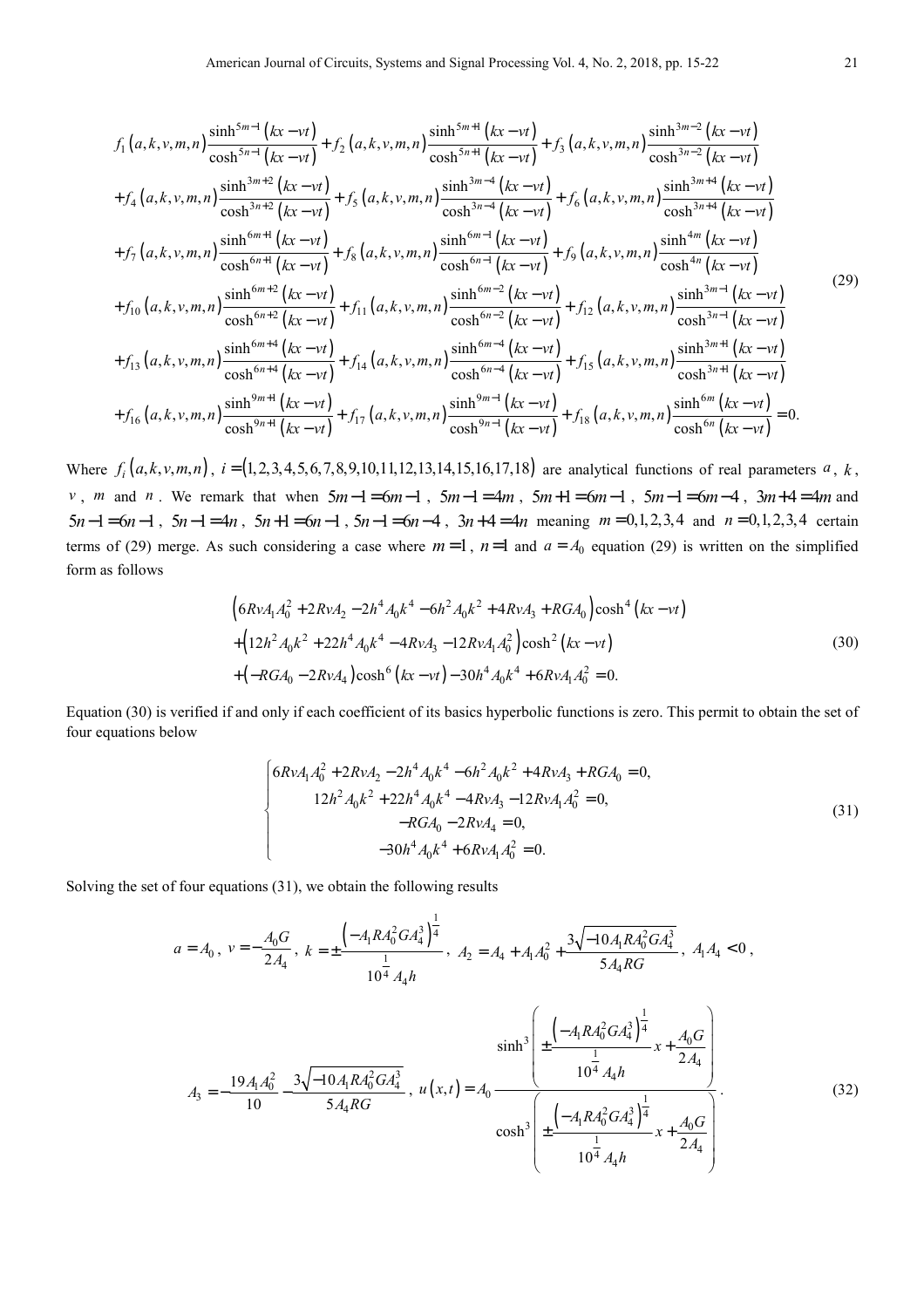$$
\begin{aligned}
&f_1(a,k,v,m,n)\frac{\sinh^{5m-1}(kx-vt)}{\cosh^{5n-1}(kx-vt)}+f_2(a,k,v,m,n)\frac{\sinh^{5m+1}(kx-vt)}{\cosh^{5n+1}(kx-vt)}+f_3(a,k,v,m,n)\frac{\sinh^{3m-2}(kx-vt)}{\cosh^{3n-2}(kx-vt)}\\
&+f_4(a,k,v,m,n)\frac{\sinh^{3m+2}(kx-vt)}{\cosh^{3n+2}(kx-vt)}+f_5(a,k,v,m,n)\frac{\sinh^{3m-4}(kx-vt)}{\cosh^{3n-4}(kx-vt)}+f_6(a,k,v,m,n)\frac{\sinh^{3m+4}(kx-vt)}{\cosh^{3n+4}(kx-vt)}\\
&+f_7(a,k,v,m,n)\frac{\sinh^{6m+1}(kx-vt)}{\cosh^{6n+1}(kx-vt)}+f_8(a,k,v,m,n)\frac{\sinh^{6m-1}(kx-vt)}{\cosh^{6n-1}(kx-vt)}+f_9(a,k,v,m,n)\frac{\sinh^{4m}(kx-vt)}{\cosh^{4n}(kx-vt)}\\
&+f_{10}(a,k,v,m,n)\frac{\sinh^{6m+2}(kx-vt)}{\cosh^{6n+2}(kx-vt)}+f_{11}(a,k,v,m,n)\frac{\sinh^{6m-2}(kx-vt)}{\cosh^{6n-2}(kx-vt)}+f_{12}(a,k,v,m,n)\frac{\sinh^{3m-1}(kx-vt)}{\cosh^{3n-1}(kx-vt)}\\
&+f_{13}(a,k,v,m,n)\frac{\sinh^{6m+4}(kx-vt)}{\cosh^{6n+4}(kx-vt)}+f_{14}(a,k,v,m,n)\frac{\sinh^{6m-4}(kx-vt)}{\cosh^{6n-4}(kx-vt)}+f_{15}(a,k,v,m,n)\frac{\sinh^{3m+1}(kx-vt)}{\cosh^{3n+1}(kx-vt)}\\
&+f_{16}(a,k,v,m,n)\frac{\sinh^{9m+1}(kx-vt)}{\cosh^{9n+1}(kx-vt)}+f_{17}(a,k,v,m,n)\frac{\sinh^{9m-1}(kx-vt)}{\cosh^{9n-1}(kx-vt)}+f_{18}(a,k,v,m,n)\frac{\sinh^{6m}(kx-vt)}{\cosh^{6n}(kx-vt)}=0.
\end{aligned}
\tag{29}
$$

Where $f_i(a,k,v,m,n)$, $i=(1,2,3,4,5,6,7,8,9,10,11,12,13,14,15,16,17,18)$ are analytical functions of real parameters $a$, $k$, $v$, $m$ and $n$. We remark that when $5m-1=6m-1$, $5m-1=4m$, $5m+1=6m-1$, $5m-1=6m-4$, $3m+4=4m$ and $5n-1=6n-1$, $5n-1=4n$, $5n+1=6n-1$, $5n-1=6n-4$, $3n+4=4n$ meaning $m=0,1,2,3,4$ and $n=0,1,2,3,4$ certain terms of (29) merge. As such considering a case where $m=1$, $n=1$ and $a=A_0$ equation (29) is written on the simplified form as follows

$$
\begin{aligned}
&\left(6RvA_1A_0^2+2RvA_2-2h^4A_0k^4-6h^2A_0k^2+4RvA_3+RGA_0\right)\cosh^4(kx-vt)\\
&+\left(12h^2A_0k^2+22h^4A_0k^4-4RvA_3-12RvA_1A_0^2\right)\cosh^2(kx-vt)\\
&+\left(-RGA_0-2RvA_4\right)\cosh^6(kx-vt)-30h^4A_0k^4+6RvA_1A_0^2=0.
\end{aligned}
\tag{30}
$$

Equation (30) is verified if and only if each coefficient of its basics hyperbolic functions is zero. This permit to obtain the set of four equations below

$$
\begin{cases}
6RvA_1A_0^2+2RvA_2-2h^4A_0k^4-6h^2A_0k^2+4RvA_3+RGA_0=0,\\
12h^2A_0k^2+22h^4A_0k^4-4RvA_3-12RvA_1A_0^2=0,\\
-RGA_0-2RvA_4=0,\\
-30h^4A_0k^4+6RvA_1A_0^2=0.
\end{cases}
\tag{31}
$$

Solving the set of four equations (31), we obtain the following results

$$
a=A_0,\ v=-\frac{A_0G}{2A_4},\ k=\pm\frac{\left(-A_1RA_0^2GA_4^3\right)^{\frac{1}{4}}}{10^{\frac{1}{4}}A_4h},\ A_2=A_4+A_1A_0^2+\frac{3\sqrt{-10A_1RA_0^2GA_4^3}}{5A_4RG},\ A_1A_4<0,
$$

$$
A_3=-\frac{19A_1A_0^2}{10}-\frac{3\sqrt{-10A_1RA_0^2GA_4^3}}{5A_4RG},\ u(x,t)=A_0\frac{\sinh^3\left(\pm\frac{\left(-A_1RA_0^2GA_4^3\right)^{\frac{1}{4}}}{10^{\frac{1}{4}}A_4h}x+\frac{A_0G}{2A_4}\right)}{\cosh^3\left(\pm\frac{\left(-A_1RA_0^2GA_4^3\right)^{\frac{1}{4}}}{10^{\frac{1}{4}}A_4h}x+\frac{A_0G}{2A_4}\right)}.
\tag{32}
$$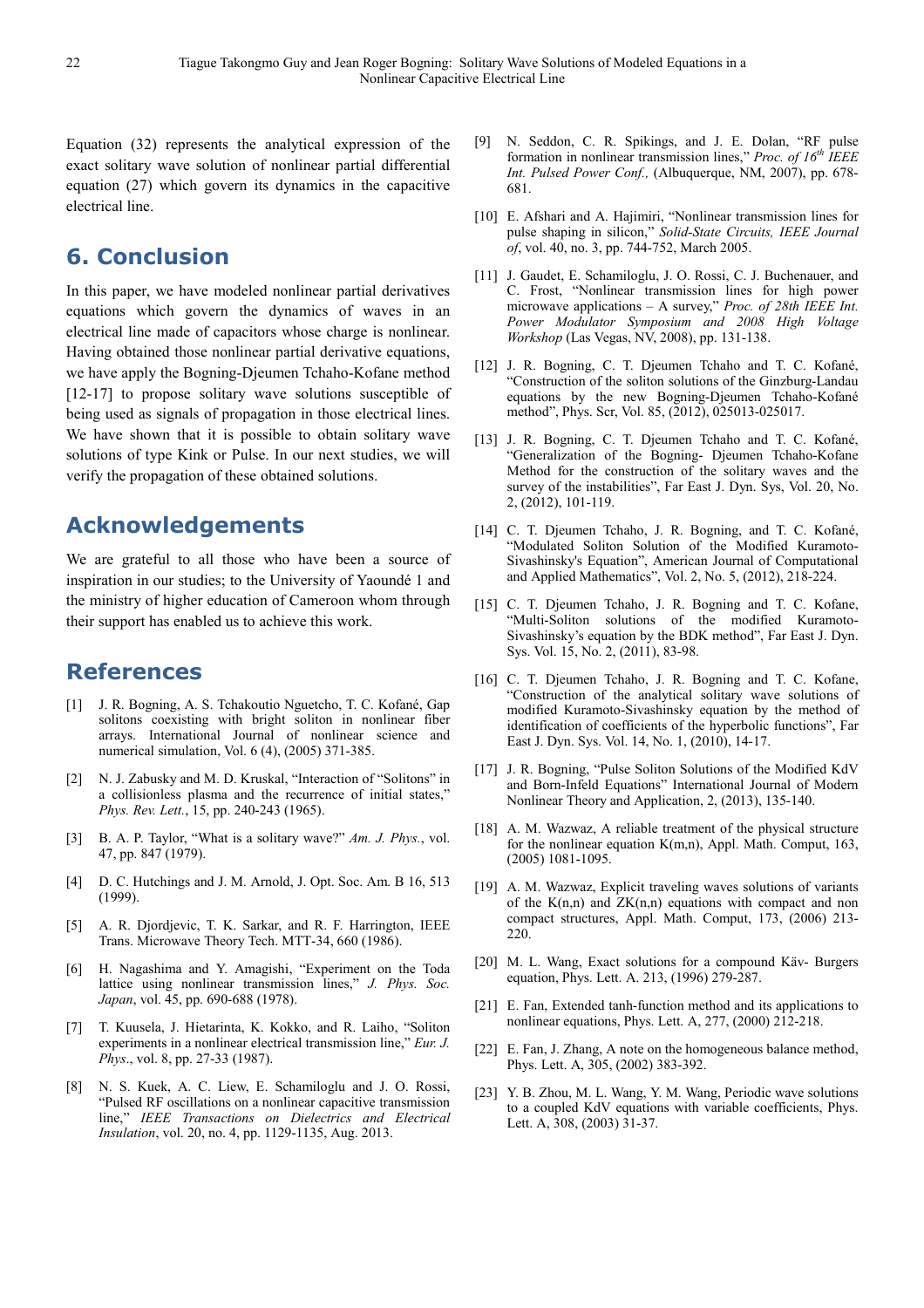Equation (32) represents the analytical expression of the exact solitary wave solution of nonlinear partial differential equation (27) which govern its dynamics in the capacitive electrical line.

## 6. Conclusion

In this paper, we have modeled nonlinear partial derivatives equations which govern the dynamics of waves in an electrical line made of capacitors whose charge is nonlinear. Having obtained those nonlinear partial derivative equations, we have apply the Bogning-Djeumen Tchaho-Kofane method [12-17] to propose solitary wave solutions susceptible of being used as signals of propagation in those electrical lines. We have shown that it is possible to obtain solitary wave solutions of type Kink or Pulse. In our next studies, we will verify the propagation of these obtained solutions.

## Acknowledgements

We are grateful to all those who have been a source of inspiration in our studies; to the University of Yaoundé 1 and the ministry of higher education of Cameroon whom through their support has enabled us to achieve this work.

## References

[1] J. R. Bogning, A. S. Tchakoutio Nguetcho, T. C. Kofané, Gap solitons coexisting with bright soliton in nonlinear fiber arrays. International Journal of nonlinear science and numerical simulation, Vol. 6 (4), (2005) 371-385.

[2] N. J. Zabusky and M. D. Kruskal, "Interaction of "Solitons" in a collisionless plasma and the recurrence of initial states," *Phys. Rev. Lett.*, 15, pp. 240-243 (1965).

[3] B. A. P. Taylor, "What is a solitary wave?" *Am. J. Phys.*, vol. 47, pp. 847 (1979).

[4] D. C. Hutchings and J. M. Arnold, J. Opt. Soc. Am. B 16, 513 (1999).

[5] A. R. Djordjevic, T. K. Sarkar, and R. F. Harrington, IEEE Trans. Microwave Theory Tech. MTT-34, 660 (1986).

[6] H. Nagashima and Y. Amagishi, "Experiment on the Toda lattice using nonlinear transmission lines," *J. Phys. Soc. Japan*, vol. 45, pp. 690-688 (1978).

[7] T. Kuusela, J. Hietarinta, K. Kokko, and R. Laiho, "Soliton experiments in a nonlinear electrical transmission line," *Eur. J. Phys*., vol. 8, pp. 27-33 (1987).

[8] N. S. Kuek, A. C. Liew, E. Schamiloglu and J. O. Rossi, "Pulsed RF oscillations on a nonlinear capacitive transmission line," *IEEE Transactions on Dielectrics and Electrical Insulation*, vol. 20, no. 4, pp. 1129-1135, Aug. 2013.

[9] N. Seddon, C. R. Spikings, and J. E. Dolan, "RF pulse formation in nonlinear transmission lines," *Proc. of 16th IEEE Int. Pulsed Power Conf.,* (Albuquerque, NM, 2007), pp. 678-681.

[10] E. Afshari and A. Hajimiri, "Nonlinear transmission lines for pulse shaping in silicon," *Solid-State Circuits, IEEE Journal of*, vol. 40, no. 3, pp. 744-752, March 2005.

[11] J. Gaudet, E. Schamiloglu, J. O. Rossi, C. J. Buchenauer, and C. Frost, "Nonlinear transmission lines for high power microwave applications – A survey," *Proc. of 28th IEEE Int. Power Modulator Symposium and 2008 High Voltage Workshop* (Las Vegas, NV, 2008), pp. 131-138.

[12] J. R. Bogning, C. T. Djeumen Tchaho and T. C. Kofané, "Construction of the soliton solutions of the Ginzburg-Landau equations by the new Bogning-Djeumen Tchaho-Kofané method", Phys. Scr, Vol. 85, (2012), 025013-025017.

[13] J. R. Bogning, C. T. Djeumen Tchaho and T. C. Kofané, "Generalization of the Bogning- Djeumen Tchaho-Kofane Method for the construction of the solitary waves and the survey of the instabilities", Far East J. Dyn. Sys, Vol. 20, No. 2, (2012), 101-119.

[14] C. T. Djeumen Tchaho, J. R. Bogning, and T. C. Kofané, "Modulated Soliton Solution of the Modified Kuramoto-Sivashinsky's Equation", American Journal of Computational and Applied Mathematics", Vol. 2, No. 5, (2012), 218-224.

[15] C. T. Djeumen Tchaho, J. R. Bogning and T. C. Kofane, "Multi-Soliton solutions of the modified Kuramoto-Sivashinsky's equation by the BDK method", Far East J. Dyn. Sys. Vol. 15, No. 2, (2011), 83-98.

[16] C. T. Djeumen Tchaho, J. R. Bogning and T. C. Kofane, "Construction of the analytical solitary wave solutions of modified Kuramoto-Sivashinsky equation by the method of identification of coefficients of the hyperbolic functions", Far East J. Dyn. Sys. Vol. 14, No. 1, (2010), 14-17.

[17] J. R. Bogning, "Pulse Soliton Solutions of the Modified KdV and Born-Infeld Equations" International Journal of Modern Nonlinear Theory and Application, 2, (2013), 135-140.

[18] A. M. Wazwaz, A reliable treatment of the physical structure for the nonlinear equation K(m,n), Appl. Math. Comput, 163, (2005) 1081-1095.

[19] A. M. Wazwaz, Explicit traveling waves solutions of variants of the K(n,n) and ZK(n,n) equations with compact and non compact structures, Appl. Math. Comput, 173, (2006) 213-220.

[20] M. L. Wang, Exact solutions for a compound Käv- Burgers equation, Phys. Lett. A. 213, (1996) 279-287.

[21] E. Fan, Extended tanh-function method and its applications to nonlinear equations, Phys. Lett. A, 277, (2000) 212-218.

[22] E. Fan, J. Zhang, A note on the homogeneous balance method, Phys. Lett. A, 305, (2002) 383-392.

[23] Y. B. Zhou, M. L. Wang, Y. M. Wang, Periodic wave solutions to a coupled KdV equations with variable coefficients, Phys. Lett. A, 308, (2003) 31-37.